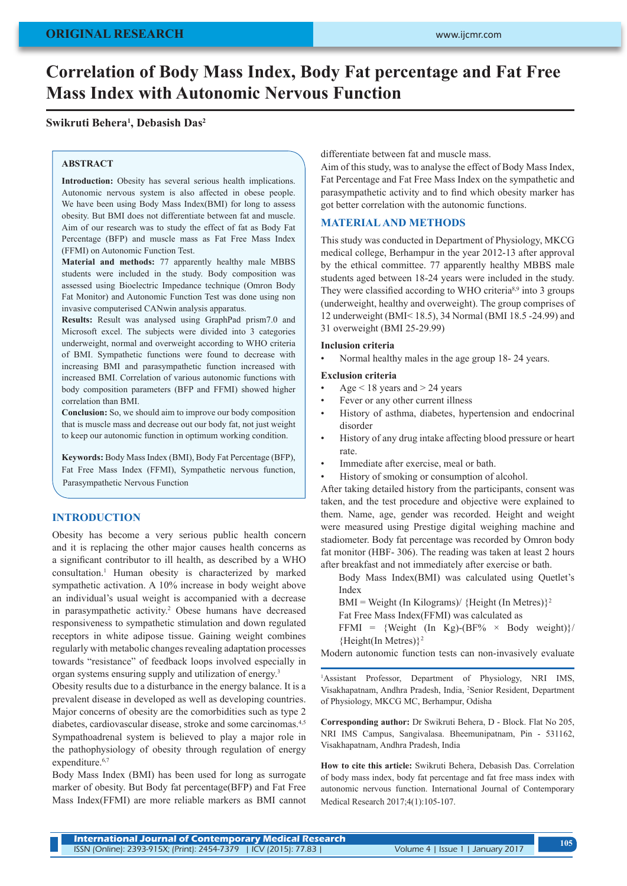ORIGINAL RESEARCH

# Correlation of Body Mass Index, Body Fat percentage and Fat Free Mass Index with Autonomic Nervous Function

**Swikruti Behera[1], Debasish Das[2]**

## ABSTRACT

**Introduction:** Obesity has several serious health implications. Autonomic nervous system is also affected in obese people. We have been using Body Mass Index(BMI) for long to assess obesity. But BMI does not differentiate between fat and muscle. Aim of our research was to study the effect of fat as Body Fat Percentage (BFP) and muscle mass as Fat Free Mass Index (FFMI) on Autonomic Function Test.

**Material and methods:** 77 apparently healthy male MBBS students were included in the study. Body composition was assessed using Bioelectric Impedance technique (Omron Body Fat Monitor) and Autonomic Function Test was done using non invasive computerised CANwin analysis apparatus.

**Results:** Result was analysed using GraphPad prism7.0 and Microsoft excel. The subjects were divided into 3 categories underweight, normal and overweight according to WHO criteria of BMI. Sympathetic functions were found to decrease with increasing BMI and parasympathetic function increased with increased BMI. Correlation of various autonomic functions with body composition parameters (BFP and FFMI) showed higher correlation than BMI.

**Conclusion:** So, we should aim to improve our body composition that is muscle mass and decrease out our body fat, not just weight to keep our autonomic function in optimum working condition.

**Keywords:** Body Mass Index (BMI), Body Fat Percentage (BFP), Fat Free Mass Index (FFMI), Sympathetic nervous function, Parasympathetic Nervous Function

## INTRODUCTION

Obesity has become a very serious public health concern and it is replacing the other major causes health concerns as a significant contributor to ill health, as described by a WHO consultation.[1] Human obesity is characterized by marked sympathetic activation. A 10% increase in body weight above an individual's usual weight is accompanied with a decrease in parasympathetic activity.[2] Obese humans have decreased responsiveness to sympathetic stimulation and down regulated receptors in white adipose tissue. Gaining weight combines regularly with metabolic changes revealing adaptation processes towards "resistance" of feedback loops involved especially in organ systems ensuring supply and utilization of energy.[3]

Obesity results due to a disturbance in the energy balance. It is a prevalent disease in developed as well as developing countries. Major concerns of obesity are the comorbidities such as type 2 diabetes, cardiovascular disease, stroke and some carcinomas.[4,5] Sympathoadrenal system is believed to play a major role in the pathophysiology of obesity through regulation of energy expenditure.[6,7]

Body Mass Index (BMI) has been used for long as surrogate marker of obesity. But Body fat percentage(BFP) and Fat Free Mass Index(FFMI) are more reliable markers as BMI cannot differentiate between fat and muscle mass.

Aim of this study, was to analyse the effect of Body Mass Index, Fat Percentage and Fat Free Mass Index on the sympathetic and parasympathetic activity and to find which obesity marker has got better correlation with the autonomic functions.

## MATERIAL AND METHODS

This study was conducted in Department of Physiology, MKCG medical college, Berhampur in the year 2012-13 after approval by the ethical committee. 77 apparently healthy MBBS male students aged between 18-24 years were included in the study. They were classified according to WHO criteria[8,9] into 3 groups (underweight, healthy and overweight). The group comprises of 12 underweight (BMI< 18.5), 34 Normal (BMI 18.5 -24.99) and 31 overweight (BMI 25-29.99)

### Inclusion criteria

- Normal healthy males in the age group 18- 24 years.

### Exclusion criteria

- Age < 18 years and > 24 years
- Fever or any other current illness
- History of asthma, diabetes, hypertension and endocrinal disorder
- History of any drug intake affecting blood pressure or heart rate.
- Immediate after exercise, meal or bath.
- History of smoking or consumption of alcohol.

After taking detailed history from the participants, consent was taken, and the test procedure and objective were explained to them. Name, age, gender was recorded. Height and weight were measured using Prestige digital weighing machine and stadiometer. Body fat percentage was recorded by Omron body fat monitor (HBF- 306). The reading was taken at least 2 hours after breakfast and not immediately after exercise or bath.

Body Mass Index(BMI) was calculated using Quetlet's Index

BMI = Weight (In Kilograms)/ {Height (In Metres)}$^2$

Fat Free Mass Index(FFMI) was calculated as

FFMI = {Weight (In Kg)-(BF% × Body weight)}/ {Height(In Metres)}$^2$

Modern autonomic function tests can non-invasively evaluate

[1]Assistant Professor, Department of Physiology, NRI IMS, Visakhapatnam, Andhra Pradesh, India, [2]Senior Resident, Department of Physiology, MKCG MC, Berhampur, Odisha

**Corresponding author:** Dr Swikruti Behera, D - Block. Flat No 205, NRI IMS Campus, Sangivalasa. Bheemunipatnam, Pin - 531162, Visakhapatnam, Andhra Pradesh, India

**How to cite this article:** Swikruti Behera, Debasish Das. Correlation of body mass index, body fat percentage and fat free mass index with autonomic nervous function. International Journal of Contemporary Medical Research 2017;4(1):105-107.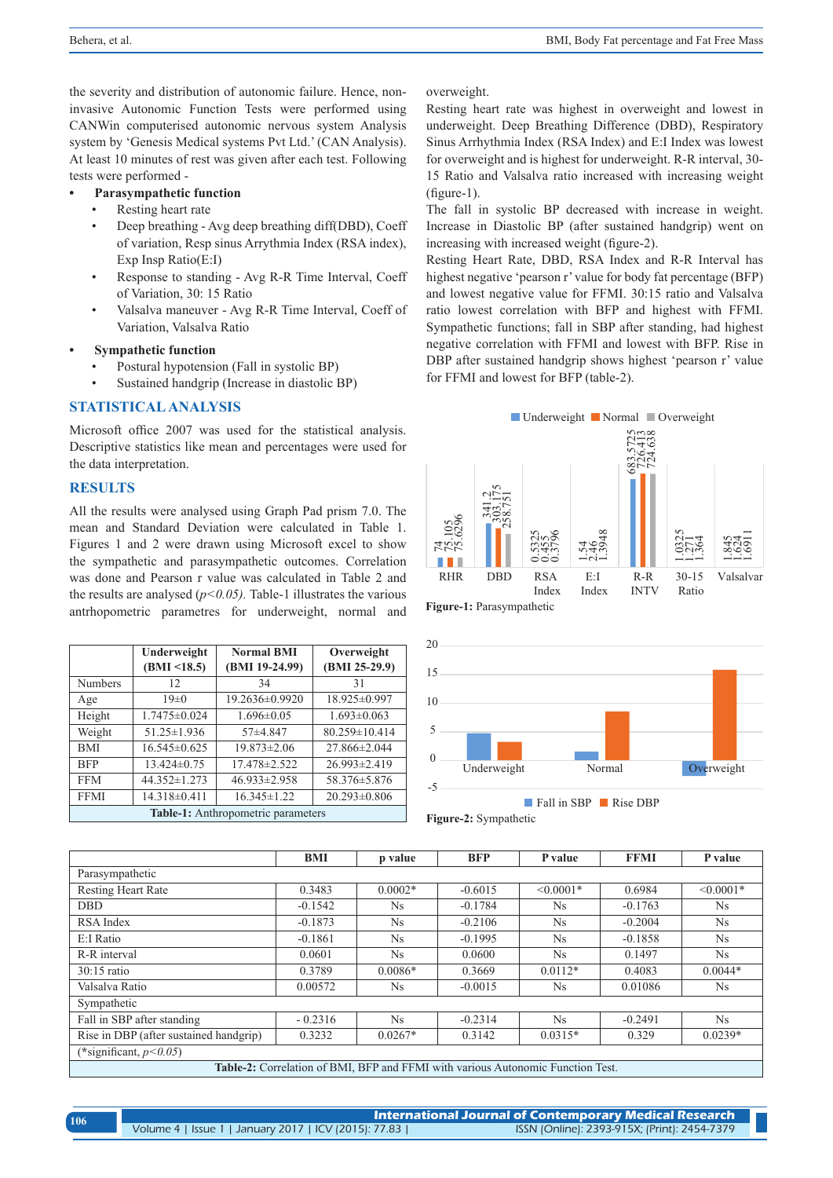the severity and distribution of autonomic failure. Hence, non-invasive Autonomic Function Tests were performed using CANWin computerised autonomic nervous system Analysis system by 'Genesis Medical systems Pvt Ltd.' (CAN Analysis). At least 10 minutes of rest was given after each test. Following tests were performed -

- **Parasympathetic function**
  - Resting heart rate
  - Deep breathing - Avg deep breathing diff(DBD), Coeff of variation, Resp sinus Arrythmia Index (RSA index), Exp Insp Ratio(E:I)
  - Response to standing - Avg R-R Time Interval, Coeff of Variation, 30: 15 Ratio
  - Valsalva maneuver - Avg R-R Time Interval, Coeff of Variation, Valsalva Ratio
- **Sympathetic function**
  - Postural hypotension (Fall in systolic BP)
  - Sustained handgrip (Increase in diastolic BP)

## STATISTICAL ANALYSIS

Microsoft office 2007 was used for the statistical analysis. Descriptive statistics like mean and percentages were used for the data interpretation.

## RESULTS

All the results were analysed using Graph Pad prism 7.0. The mean and Standard Deviation were calculated in Table 1. Figures 1 and 2 were drawn using Microsoft excel to show the sympathetic and parasympathetic outcomes. Correlation was done and Pearson r value was calculated in Table 2 and the results are analysed ($p<0.05$). Table-1 illustrates the various antrhopometric parametres for underweight, normal and overweight.

| | Underweight (BMI <18.5) | Normal BMI (BMI 19-24.99) | Overweight (BMI 25-29.9) |
|---|---|---|---|
| Numbers | 12 | 34 | 31 |
| Age | 19±0 | 19.2636±0.9920 | 18.925±0.997 |
| Height | 1.7475±0.024 | 1.696±0.05 | 1.693±0.063 |
| Weight | 51.25±1.936 | 57±4.847 | 80.259±10.414 |
| BMI | 16.545±0.625 | 19.873±2.06 | 27.866±2.044 |
| BFP | 13.424±0.75 | 17.478±2.522 | 26.993±2.419 |
| FFM | 44.352±1.273 | 46.933±2.958 | 58.376±5.876 |
| FFMI | 14.318±0.411 | 16.345±1.22 | 20.293±0.806 |

**Table-1:** Anthropometric parameters

Resting heart rate was highest in overweight and lowest in underweight. Deep Breathing Difference (DBD), Respiratory Sinus Arrhythmia Index (RSA Index) and E:I Index was lowest for overweight and is highest for underweight. R-R interval, 30-15 Ratio and Valsalva ratio increased with increasing weight (figure-1).

The fall in systolic BP decreased with increase in weight. Increase in Diastolic BP (after sustained handgrip) went on increasing with increased weight (figure-2).

Resting Heart Rate, DBD, RSA Index and R-R Interval has highest negative 'pearson r' value for body fat percentage (BFP) and lowest negative value for FFMI. 30:15 ratio and Valsalva ratio lowest correlation with BFP and highest with FFMI. Sympathetic functions; fall in SBP after standing, had highest negative correlation with FFMI and lowest with BFP. Rise in DBP after sustained handgrip shows highest 'pearson r' value for FFMI and lowest for BFP (table-2).

**Figure-1:** Parasympathetic

**Figure-2:** Sympathetic

| | BMI | p value | BFP | P value | FFMI | P value |
|---|---|---|---|---|---|---|
| Parasympathetic | | | | | | |
| Resting Heart Rate | 0.3483 | 0.0002* | -0.6015 | <0.0001* | 0.6984 | <0.0001* |
| DBD | -0.1542 | Ns | -0.1784 | Ns | -0.1763 | Ns |
| RSA Index | -0.1873 | Ns | -0.2106 | Ns | -0.2004 | Ns |
| E:I Ratio | -0.1861 | Ns | -0.1995 | Ns | -0.1858 | Ns |
| R-R interval | 0.0601 | Ns | 0.0600 | Ns | 0.1497 | Ns |
| 30:15 ratio | 0.3789 | 0.0086* | 0.3669 | 0.0112* | 0.4083 | 0.0044* |
| Valsalva Ratio | 0.00572 | Ns | -0.0015 | Ns | 0.01086 | Ns |
| Sympathetic | | | | | | |
| Fall in SBP after standing | - 0.2316 | Ns | -0.2314 | Ns | -0.2491 | Ns |
| Rise in DBP (after sustained handgrip) | 0.3232 | 0.0267* | 0.3142 | 0.0315* | 0.329 | 0.0239* |
| (*significant, $p<0.05$) | | | | | | |

**Table-2:** Correlation of BMI, BFP and FFMI with various Autonomic Function Test.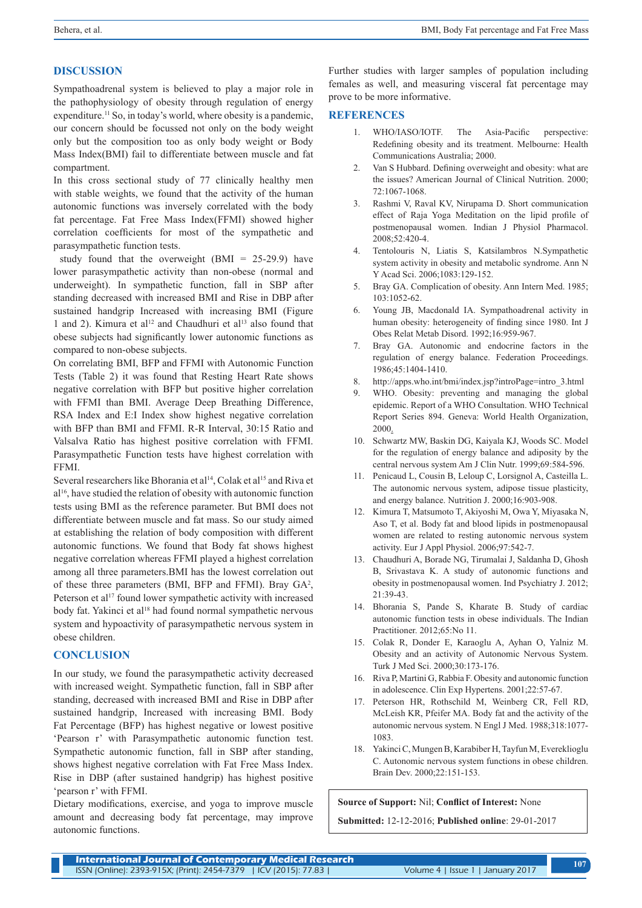## DISCUSSION

Sympathoadrenal system is believed to play a major role in the pathophysiology of obesity through regulation of energy expenditure.[11] So, in today's world, where obesity is a pandemic, our concern should be focussed not only on the body weight only but the composition too as only body weight or Body Mass Index(BMI) fail to differentiate between muscle and fat compartment.

In this cross sectional study of 77 clinically healthy men with stable weights, we found that the activity of the human autonomic functions was inversely correlated with the body fat percentage. Fat Free Mass Index(FFMI) showed higher correlation coefficients for most of the sympathetic and parasympathetic function tests.

study found that the overweight (BMI = 25-29.9) have lower parasympathetic activity than non-obese (normal and underweight). In sympathetic function, fall in SBP after standing decreased with increased BMI and Rise in DBP after sustained handgrip Increased with increasing BMI (Figure 1 and 2). Kimura et al[12] and Chaudhuri et al[13] also found that obese subjects had significantly lower autonomic functions as compared to non-obese subjects.

On correlating BMI, BFP and FFMI with Autonomic Function Tests (Table 2) it was found that Resting Heart Rate shows negative correlation with BFP but positive higher correlation with FFMI than BMI. Average Deep Breathing Difference, RSA Index and E:I Index show highest negative correlation with BFP than BMI and FFMI. R-R Interval, 30:15 Ratio and Valsalva Ratio has highest positive correlation with FFMI. Parasympathetic Function tests have highest correlation with FFMI.

Several researchers like Bhorania et al[14], Colak et al[15] and Riva et al[16], have studied the relation of obesity with autonomic function tests using BMI as the reference parameter. But BMI does not differentiate between muscle and fat mass. So our study aimed at establishing the relation of body composition with different autonomic functions. We found that Body fat shows highest negative correlation whereas FFMI played a highest correlation among all three parameters.BMI has the lowest correlation out of these three parameters (BMI, BFP and FFMI). Bray GA[2], Peterson et al[17] found lower sympathetic activity with increased body fat. Yakinci et al[18] had found normal sympathetic nervous system and hypoactivity of parasympathetic nervous system in obese children.

## CONCLUSION

In our study, we found the parasympathetic activity decreased with increased weight. Sympathetic function, fall in SBP after standing, decreased with increased BMI and Rise in DBP after sustained handgrip, Increased with increasing BMI. Body Fat Percentage (BFP) has highest negative or lowest positive 'Pearson r' with Parasympathetic autonomic function test. Sympathetic autonomic function, fall in SBP after standing, shows highest negative correlation with Fat Free Mass Index. Rise in DBP (after sustained handgrip) has highest positive 'pearson r' with FFMI.

Dietary modifications, exercise, and yoga to improve muscle amount and decreasing body fat percentage, may improve autonomic functions.

Further studies with larger samples of population including females as well, and measuring visceral fat percentage may prove to be more informative.

## REFERENCES

1. WHO/IASO/IOTF. The Asia-Pacific perspective: Redefining obesity and its treatment. Melbourne: Health Communications Australia; 2000.
2. Van S Hubbard. Defining overweight and obesity: what are the issues? American Journal of Clinical Nutrition. 2000; 72:1067-1068.
3. Rashmi V, Raval KV, Nirupama D. Short communication effect of Raja Yoga Meditation on the lipid profile of postmenopausal women. Indian J Physiol Pharmacol. 2008;52:420-4.
4. Tentolouris N, Liatis S, Katsilambros N.Sympathetic system activity in obesity and metabolic syndrome. Ann N Y Acad Sci. 2006;1083:129-152.
5. Bray GA. Complication of obesity. Ann Intern Med. 1985; 103:1052-62.
6. Young JB, Macdonald IA. Sympathoadrenal activity in human obesity: heterogeneity of finding since 1980. Int J Obes Relat Metab Disord. 1992;16:959-967.
7. Bray GA. Autonomic and endocrine factors in the regulation of energy balance. Federation Proceedings. 1986;45:1404-1410.
8. http://apps.who.int/bmi/index.jsp?introPage=intro_3.html
9. WHO. Obesity: preventing and managing the global epidemic. Report of a WHO Consultation. WHO Technical Report Series 894. Geneva: World Health Organization, 2000.
10. Schwartz MW, Baskin DG, Kaiyala KJ, Woods SC. Model for the regulation of energy balance and adiposity by the central nervous system Am J Clin Nutr. 1999;69:584-596.
11. Penicaud L, Cousin B, Leloup C, Lorsignol A, Casteilla L. The autonomic nervous system, adipose tissue plasticity, and energy balance. Nutrition J. 2000;16:903-908.
12. Kimura T, Matsumoto T, Akiyoshi M, Owa Y, Miyasaka N, Aso T, et al. Body fat and blood lipids in postmenopausal women are related to resting autonomic nervous system activity. Eur J Appl Physiol. 2006;97:542-7.
13. Chaudhuri A, Borade NG, Tirumalai J, Saldanha D, Ghosh B, Srivastava K. A study of autonomic functions and obesity in postmenopausal women. Ind Psychiatry J. 2012; 21:39-43.
14. Bhorania S, Pande S, Kharate B. Study of cardiac autonomic function tests in obese individuals. The Indian Practitioner. 2012;65:No 11.
15. Colak R, Donder E, Karaoglu A, Ayhan O, Yalniz M. Obesity and an activity of Autonomic Nervous System. Turk J Med Sci. 2000;30:173-176.
16. Riva P, Martini G, Rabbia F. Obesity and autonomic function in adolescence. Clin Exp Hypertens. 2001;22:57-67.
17. Peterson HR, Rothschild M, Weinberg CR, Fell RD, McLeish KR, Pfeifer MA. Body fat and the activity of the autonomic nervous system. N Engl J Med. 1988;318:1077-1083.
18. Yakinci C, Mungen B, Karabiber H, Tayfun M, Evereklioglu C. Autonomic nervous system functions in obese children. Brain Dev. 2000;22:151-153.

**Source of Support:** Nil; **Conflict of Interest:** None

**Submitted:** 12-12-2016; **Published online**: 29-01-2017